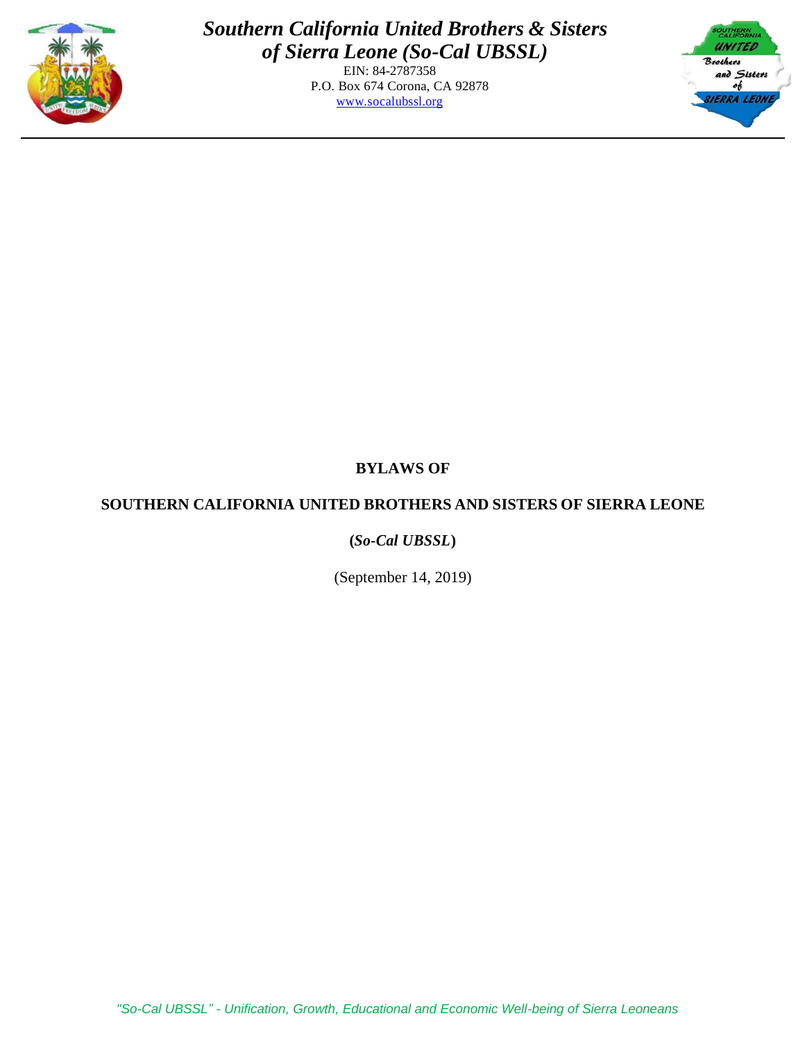***Southern California United Brothers & Sisters of Sierra Leone (So-Cal UBSSL)***

EIN: 84-2787358
P.O. Box 674 Corona, CA 92878
www.socalubssl.org

# BYLAWS OF

# SOUTHERN CALIFORNIA UNITED BROTHERS AND SISTERS OF SIERRA LEONE

**(*So-Cal UBSSL*)**

(September 14, 2019)

*"So-Cal UBSSL" - Unification, Growth, Educational and Economic Well-being of Sierra Leoneans*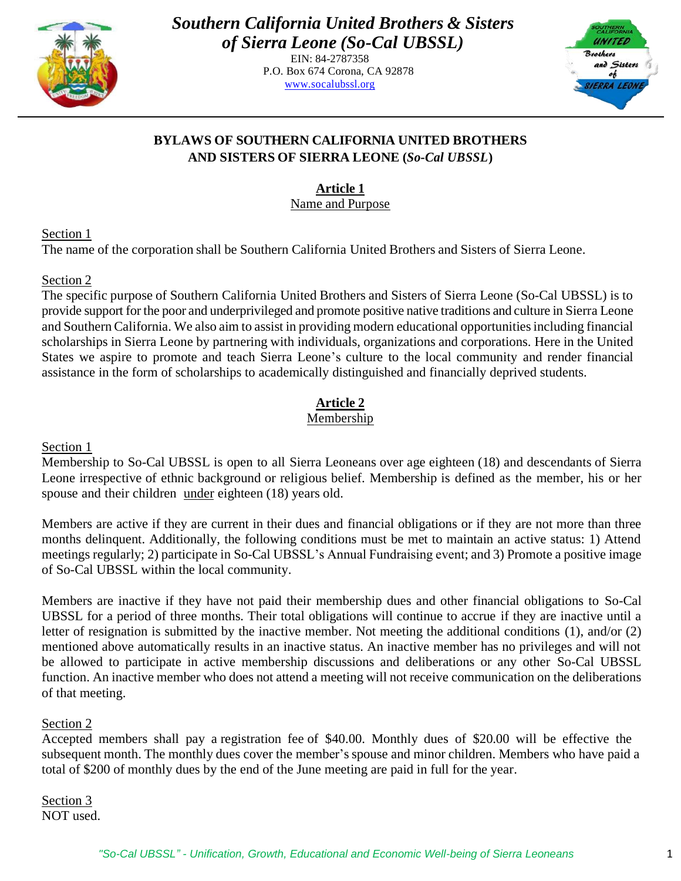# Southern California United Brothers & Sisters of Sierra Leone (So-Cal UBSSL)

EIN: 84-2787358
P.O. Box 674 Corona, CA 92878
www.socalubssl.org

## BYLAWS OF SOUTHERN CALIFORNIA UNITED BROTHERS AND SISTERS OF SIERRA LEONE (*So-Cal UBSSL*)

### Article 1
Name and Purpose

Section 1
The name of the corporation shall be Southern California United Brothers and Sisters of Sierra Leone.

Section 2
The specific purpose of Southern California United Brothers and Sisters of Sierra Leone (So-Cal UBSSL) is to provide support for the poor and underprivileged and promote positive native traditions and culture in Sierra Leone and Southern California. We also aim to assist in providing modern educational opportunities including financial scholarships in Sierra Leone by partnering with individuals, organizations and corporations. Here in the United States we aspire to promote and teach Sierra Leone's culture to the local community and render financial assistance in the form of scholarships to academically distinguished and financially deprived students.

### Article 2
Membership

Section 1
Membership to So-Cal UBSSL is open to all Sierra Leoneans over age eighteen (18) and descendants of Sierra Leone irrespective of ethnic background or religious belief. Membership is defined as the member, his or her spouse and their children under eighteen (18) years old.

Members are active if they are current in their dues and financial obligations or if they are not more than three months delinquent. Additionally, the following conditions must be met to maintain an active status: 1) Attend meetings regularly; 2) participate in So-Cal UBSSL's Annual Fundraising event; and 3) Promote a positive image of So-Cal UBSSL within the local community.

Members are inactive if they have not paid their membership dues and other financial obligations to So-Cal UBSSL for a period of three months. Their total obligations will continue to accrue if they are inactive until a letter of resignation is submitted by the inactive member. Not meeting the additional conditions (1), and/or (2) mentioned above automatically results in an inactive status. An inactive member has no privileges and will not be allowed to participate in active membership discussions and deliberations or any other So-Cal UBSSL function. An inactive member who does not attend a meeting will not receive communication on the deliberations of that meeting.

Section 2
Accepted members shall pay a registration fee of $40.00. Monthly dues of $20.00 will be effective the subsequent month. The monthly dues cover the member's spouse and minor children. Members who have paid a total of $200 of monthly dues by the end of the June meeting are paid in full for the year.

Section 3
NOT used.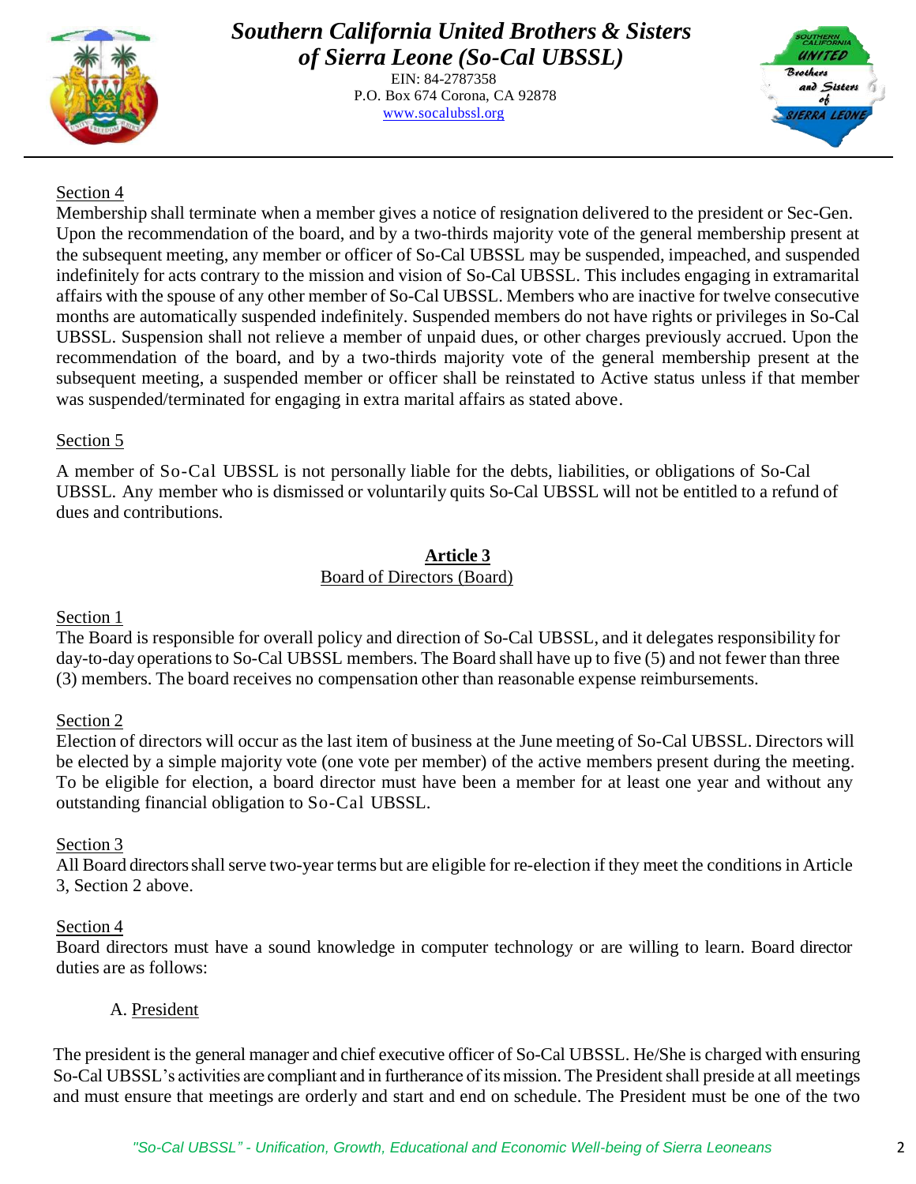Section 4

Membership shall terminate when a member gives a notice of resignation delivered to the president or Sec-Gen. Upon the recommendation of the board, and by a two-thirds majority vote of the general membership present at the subsequent meeting, any member or officer of So-Cal UBSSL may be suspended, impeached, and suspended indefinitely for acts contrary to the mission and vision of So-Cal UBSSL. This includes engaging in extramarital affairs with the spouse of any other member of So-Cal UBSSL. Members who are inactive for twelve consecutive months are automatically suspended indefinitely. Suspended members do not have rights or privileges in So-Cal UBSSL. Suspension shall not relieve a member of unpaid dues, or other charges previously accrued. Upon the recommendation of the board, and by a two-thirds majority vote of the general membership present at the subsequent meeting, a suspended member or officer shall be reinstated to Active status unless if that member was suspended/terminated for engaging in extra marital affairs as stated above.

Section 5

A member of So-Cal UBSSL is not personally liable for the debts, liabilities, or obligations of So-Cal UBSSL. Any member who is dismissed or voluntarily quits So-Cal UBSSL will not be entitled to a refund of dues and contributions.

## Article 3

### Board of Directors (Board)

Section 1

The Board is responsible for overall policy and direction of So-Cal UBSSL, and it delegates responsibility for day-to-day operations to So-Cal UBSSL members. The Board shall have up to five (5) and not fewer than three (3) members. The board receives no compensation other than reasonable expense reimbursements.

Section 2

Election of directors will occur as the last item of business at the June meeting of So-Cal UBSSL. Directors will be elected by a simple majority vote (one vote per member) of the active members present during the meeting. To be eligible for election, a board director must have been a member for at least one year and without any outstanding financial obligation to So-Cal UBSSL.

Section 3

All Board directors shall serve two-year terms but are eligible for re-election if they meet the conditions in Article 3, Section 2 above.

Section 4

Board directors must have a sound knowledge in computer technology or are willing to learn. Board director duties are as follows:

A. President

The president is the general manager and chief executive officer of So-Cal UBSSL. He/She is charged with ensuring So-Cal UBSSL's activities are compliant and in furtherance of its mission. The President shall preside at all meetings and must ensure that meetings are orderly and start and end on schedule. The President must be one of the two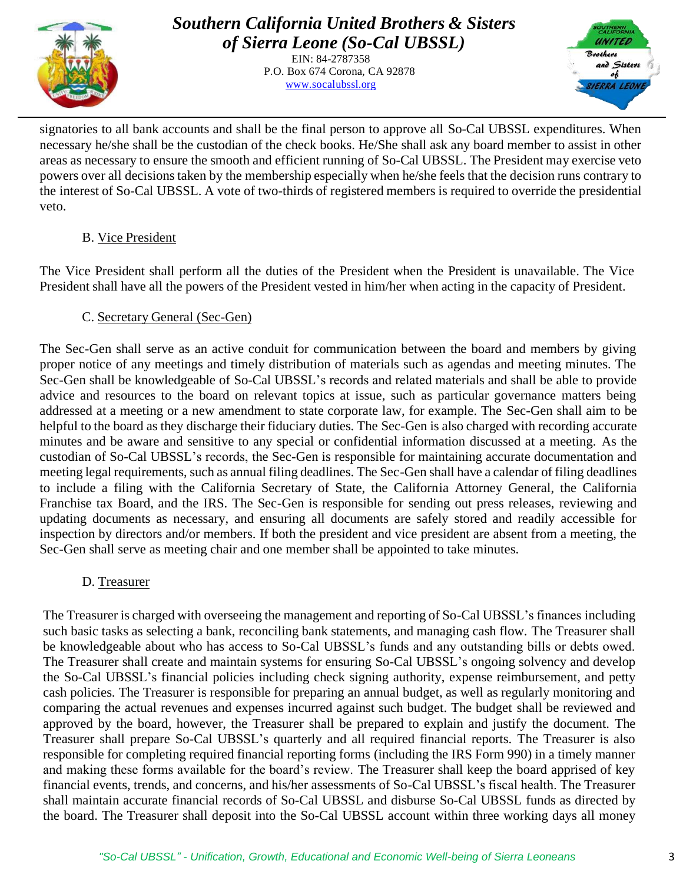signatories to all bank accounts and shall be the final person to approve all So-Cal UBSSL expenditures. When necessary he/she shall be the custodian of the check books. He/She shall ask any board member to assist in other areas as necessary to ensure the smooth and efficient running of So-Cal UBSSL. The President may exercise veto powers over all decisions taken by the membership especially when he/she feels that the decision runs contrary to the interest of So-Cal UBSSL. A vote of two-thirds of registered members is required to override the presidential veto.

B. Vice President

The Vice President shall perform all the duties of the President when the President is unavailable. The Vice President shall have all the powers of the President vested in him/her when acting in the capacity of President.

C. Secretary General (Sec-Gen)

The Sec-Gen shall serve as an active conduit for communication between the board and members by giving proper notice of any meetings and timely distribution of materials such as agendas and meeting minutes. The Sec-Gen shall be knowledgeable of So-Cal UBSSL's records and related materials and shall be able to provide advice and resources to the board on relevant topics at issue, such as particular governance matters being addressed at a meeting or a new amendment to state corporate law, for example. The Sec-Gen shall aim to be helpful to the board as they discharge their fiduciary duties. The Sec-Gen is also charged with recording accurate minutes and be aware and sensitive to any special or confidential information discussed at a meeting. As the custodian of So-Cal UBSSL's records, the Sec-Gen is responsible for maintaining accurate documentation and meeting legal requirements, such as annual filing deadlines. The Sec-Gen shall have a calendar of filing deadlines to include a filing with the California Secretary of State, the California Attorney General, the California Franchise tax Board, and the IRS. The Sec-Gen is responsible for sending out press releases, reviewing and updating documents as necessary, and ensuring all documents are safely stored and readily accessible for inspection by directors and/or members. If both the president and vice president are absent from a meeting, the Sec-Gen shall serve as meeting chair and one member shall be appointed to take minutes.

D. Treasurer

The Treasurer is charged with overseeing the management and reporting of So-Cal UBSSL's finances including such basic tasks as selecting a bank, reconciling bank statements, and managing cash flow. The Treasurer shall be knowledgeable about who has access to So-Cal UBSSL's funds and any outstanding bills or debts owed. The Treasurer shall create and maintain systems for ensuring So-Cal UBSSL's ongoing solvency and develop the So-Cal UBSSL's financial policies including check signing authority, expense reimbursement, and petty cash policies. The Treasurer is responsible for preparing an annual budget, as well as regularly monitoring and comparing the actual revenues and expenses incurred against such budget. The budget shall be reviewed and approved by the board, however, the Treasurer shall be prepared to explain and justify the document. The Treasurer shall prepare So-Cal UBSSL's quarterly and all required financial reports. The Treasurer is also responsible for completing required financial reporting forms (including the IRS Form 990) in a timely manner and making these forms available for the board's review. The Treasurer shall keep the board apprised of key financial events, trends, and concerns, and his/her assessments of So-Cal UBSSL's fiscal health. The Treasurer shall maintain accurate financial records of So-Cal UBSSL and disburse So-Cal UBSSL funds as directed by the board. The Treasurer shall deposit into the So-Cal UBSSL account within three working days all money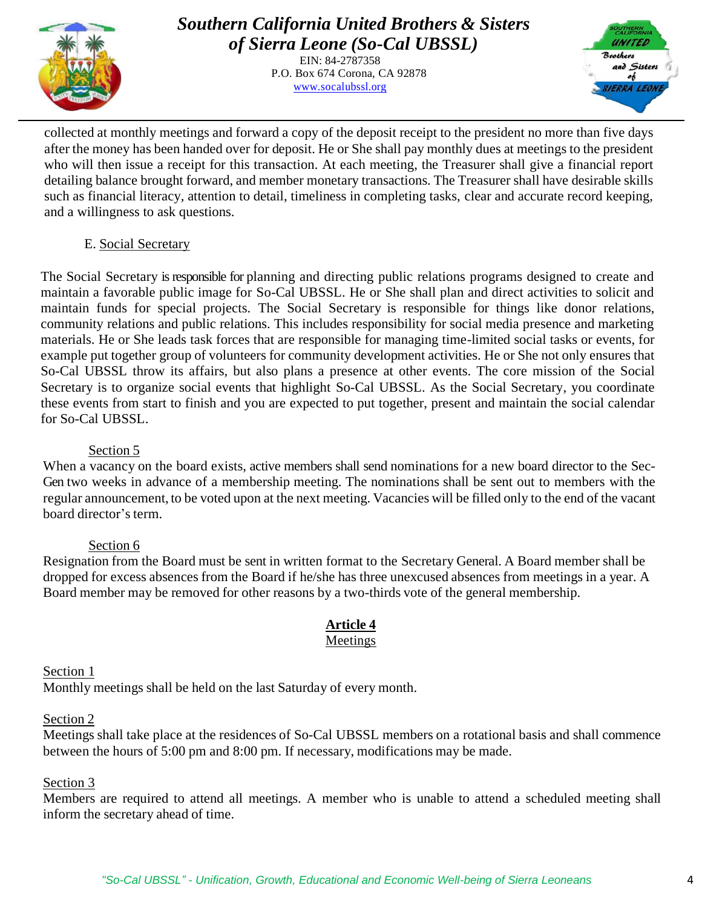collected at monthly meetings and forward a copy of the deposit receipt to the president no more than five days after the money has been handed over for deposit. He or She shall pay monthly dues at meetings to the president who will then issue a receipt for this transaction. At each meeting, the Treasurer shall give a financial report detailing balance brought forward, and member monetary transactions. The Treasurer shall have desirable skills such as financial literacy, attention to detail, timeliness in completing tasks, clear and accurate record keeping, and a willingness to ask questions.

E. Social Secretary

The Social Secretary is responsible for planning and directing public relations programs designed to create and maintain a favorable public image for So-Cal UBSSL. He or She shall plan and direct activities to solicit and maintain funds for special projects. The Social Secretary is responsible for things like donor relations, community relations and public relations. This includes responsibility for social media presence and marketing materials. He or She leads task forces that are responsible for managing time-limited social tasks or events, for example put together group of volunteers for community development activities. He or She not only ensures that So-Cal UBSSL throw its affairs, but also plans a presence at other events. The core mission of the Social Secretary is to organize social events that highlight So-Cal UBSSL. As the Social Secretary, you coordinate these events from start to finish and you are expected to put together, present and maintain the social calendar for So-Cal UBSSL.

Section 5

When a vacancy on the board exists, active members shall send nominations for a new board director to the Sec-Gen two weeks in advance of a membership meeting. The nominations shall be sent out to members with the regular announcement, to be voted upon at the next meeting. Vacancies will be filled only to the end of the vacant board director's term.

Section 6

Resignation from the Board must be sent in written format to the Secretary General. A Board member shall be dropped for excess absences from the Board if he/she has three unexcused absences from meetings in a year. A Board member may be removed for other reasons by a two-thirds vote of the general membership.

## Article 4
### Meetings

Section 1

Monthly meetings shall be held on the last Saturday of every month.

Section 2

Meetings shall take place at the residences of So-Cal UBSSL members on a rotational basis and shall commence between the hours of 5:00 pm and 8:00 pm. If necessary, modifications may be made.

Section 3

Members are required to attend all meetings. A member who is unable to attend a scheduled meeting shall inform the secretary ahead of time.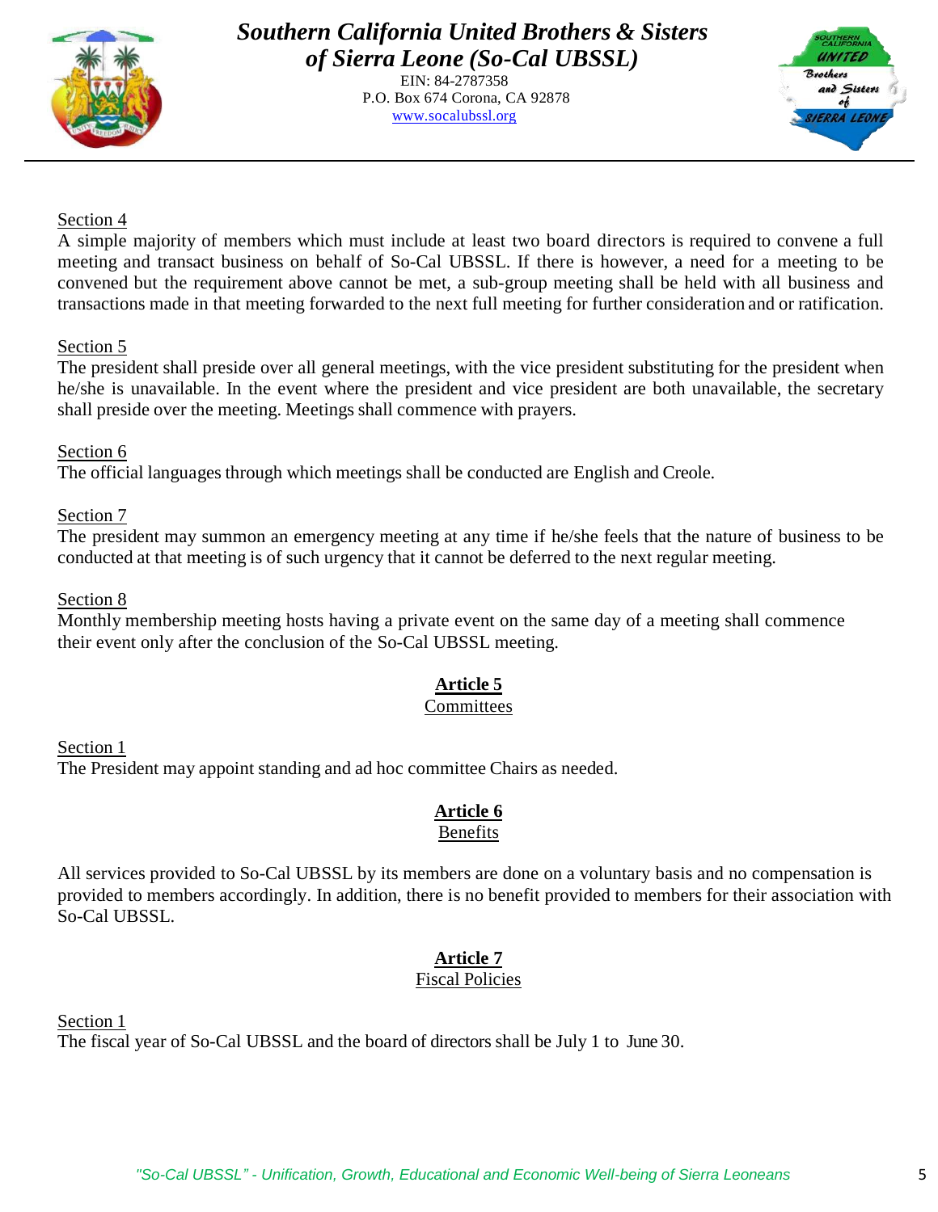Section 4

A simple majority of members which must include at least two board directors is required to convene a full meeting and transact business on behalf of So-Cal UBSSL. If there is however, a need for a meeting to be convened but the requirement above cannot be met, a sub-group meeting shall be held with all business and transactions made in that meeting forwarded to the next full meeting for further consideration and or ratification.

Section 5

The president shall preside over all general meetings, with the vice president substituting for the president when he/she is unavailable. In the event where the president and vice president are both unavailable, the secretary shall preside over the meeting. Meetings shall commence with prayers.

Section 6

The official languages through which meetings shall be conducted are English and Creole.

Section 7

The president may summon an emergency meeting at any time if he/she feels that the nature of business to be conducted at that meeting is of such urgency that it cannot be deferred to the next regular meeting.

Section 8

Monthly membership meeting hosts having a private event on the same day of a meeting shall commence their event only after the conclusion of the So-Cal UBSSL meeting.

## Article 5
### Committees

Section 1

The President may appoint standing and ad hoc committee Chairs as needed.

## Article 6
### Benefits

All services provided to So-Cal UBSSL by its members are done on a voluntary basis and no compensation is provided to members accordingly. In addition, there is no benefit provided to members for their association with So-Cal UBSSL.

## Article 7
### Fiscal Policies

Section 1

The fiscal year of So-Cal UBSSL and the board of directors shall be July 1 to June 30.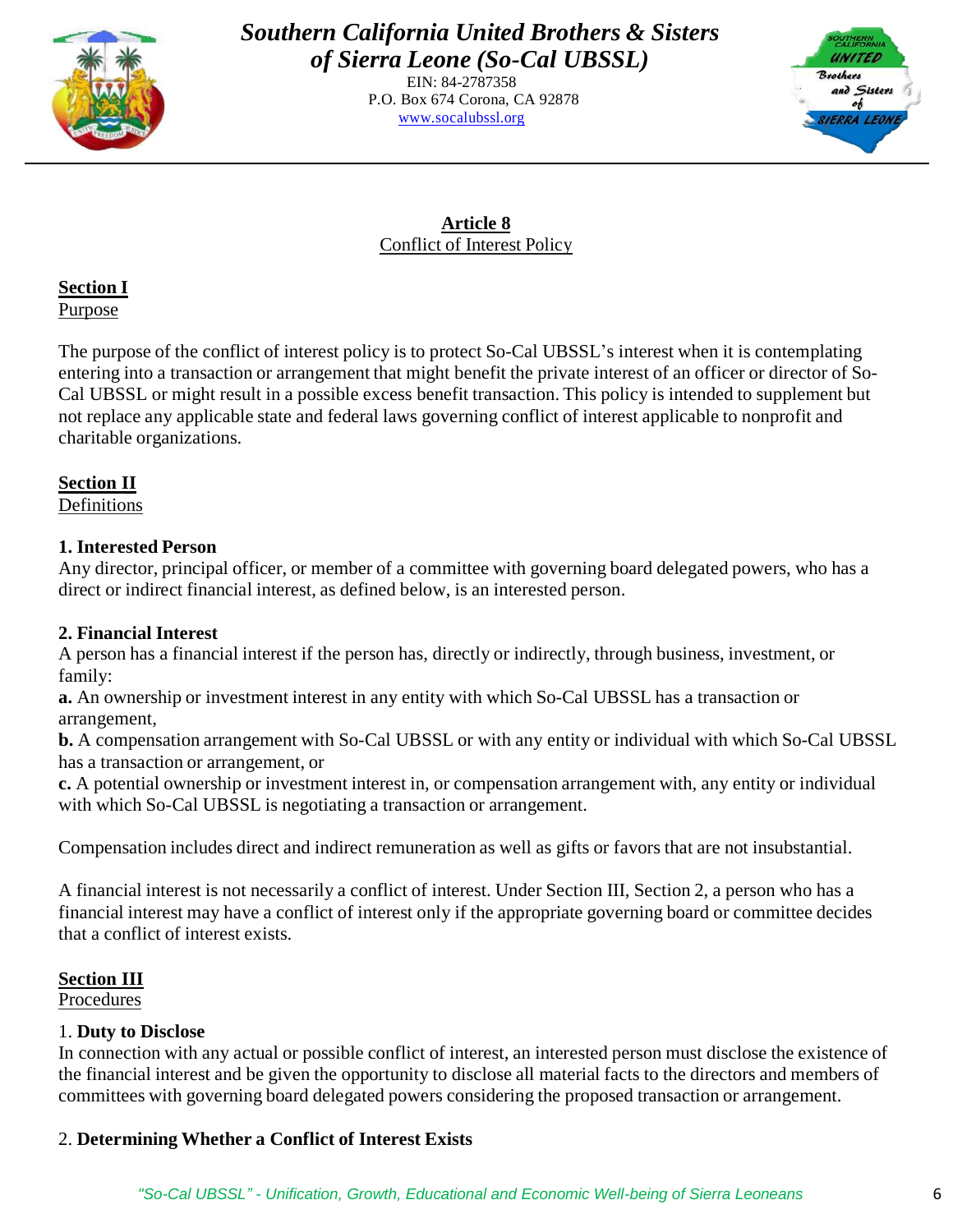## Article 8
Conflict of Interest Policy

### Section I
Purpose

The purpose of the conflict of interest policy is to protect So-Cal UBSSL's interest when it is contemplating entering into a transaction or arrangement that might benefit the private interest of an officer or director of So-Cal UBSSL or might result in a possible excess benefit transaction. This policy is intended to supplement but not replace any applicable state and federal laws governing conflict of interest applicable to nonprofit and charitable organizations.

### Section II
Definitions

**1. Interested Person**
Any director, principal officer, or member of a committee with governing board delegated powers, who has a direct or indirect financial interest, as defined below, is an interested person.

**2. Financial Interest**
A person has a financial interest if the person has, directly or indirectly, through business, investment, or family:
**a.** An ownership or investment interest in any entity with which So-Cal UBSSL has a transaction or arrangement,
**b.** A compensation arrangement with So-Cal UBSSL or with any entity or individual with which So-Cal UBSSL has a transaction or arrangement, or
**c.** A potential ownership or investment interest in, or compensation arrangement with, any entity or individual with which So-Cal UBSSL is negotiating a transaction or arrangement.

Compensation includes direct and indirect remuneration as well as gifts or favors that are not insubstantial.

A financial interest is not necessarily a conflict of interest. Under Section III, Section 2, a person who has a financial interest may have a conflict of interest only if the appropriate governing board or committee decides that a conflict of interest exists.

### Section III
Procedures

1. **Duty to Disclose**
In connection with any actual or possible conflict of interest, an interested person must disclose the existence of the financial interest and be given the opportunity to disclose all material facts to the directors and members of committees with governing board delegated powers considering the proposed transaction or arrangement.

2. **Determining Whether a Conflict of Interest Exists**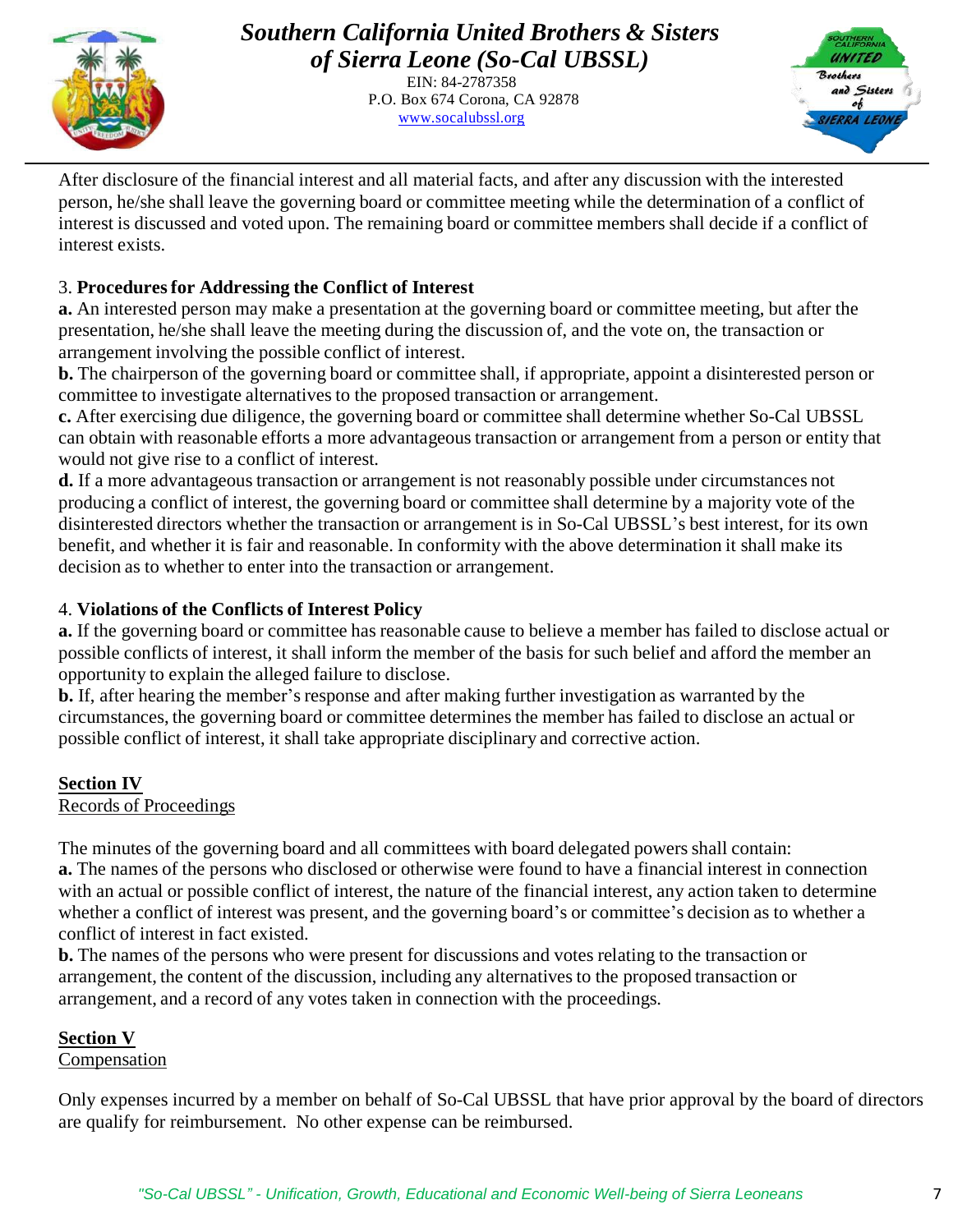After disclosure of the financial interest and all material facts, and after any discussion with the interested person, he/she shall leave the governing board or committee meeting while the determination of a conflict of interest is discussed and voted upon. The remaining board or committee members shall decide if a conflict of interest exists.

3. **Procedures for Addressing the Conflict of Interest**

**a.** An interested person may make a presentation at the governing board or committee meeting, but after the presentation, he/she shall leave the meeting during the discussion of, and the vote on, the transaction or arrangement involving the possible conflict of interest.

**b.** The chairperson of the governing board or committee shall, if appropriate, appoint a disinterested person or committee to investigate alternatives to the proposed transaction or arrangement.

**c.** After exercising due diligence, the governing board or committee shall determine whether So-Cal UBSSL can obtain with reasonable efforts a more advantageous transaction or arrangement from a person or entity that would not give rise to a conflict of interest.

**d.** If a more advantageous transaction or arrangement is not reasonably possible under circumstances not producing a conflict of interest, the governing board or committee shall determine by a majority vote of the disinterested directors whether the transaction or arrangement is in So-Cal UBSSL's best interest, for its own benefit, and whether it is fair and reasonable. In conformity with the above determination it shall make its decision as to whether to enter into the transaction or arrangement.

4. **Violations of the Conflicts of Interest Policy**

**a.** If the governing board or committee has reasonable cause to believe a member has failed to disclose actual or possible conflicts of interest, it shall inform the member of the basis for such belief and afford the member an opportunity to explain the alleged failure to disclose.

**b.** If, after hearing the member's response and after making further investigation as warranted by the circumstances, the governing board or committee determines the member has failed to disclose an actual or possible conflict of interest, it shall take appropriate disciplinary and corrective action.

## Section IV

Records of Proceedings

The minutes of the governing board and all committees with board delegated powers shall contain:

**a.** The names of the persons who disclosed or otherwise were found to have a financial interest in connection with an actual or possible conflict of interest, the nature of the financial interest, any action taken to determine whether a conflict of interest was present, and the governing board's or committee's decision as to whether a conflict of interest in fact existed.

**b.** The names of the persons who were present for discussions and votes relating to the transaction or arrangement, the content of the discussion, including any alternatives to the proposed transaction or arrangement, and a record of any votes taken in connection with the proceedings.

## Section V

Compensation

Only expenses incurred by a member on behalf of So-Cal UBSSL that have prior approval by the board of directors are qualify for reimbursement. No other expense can be reimbursed.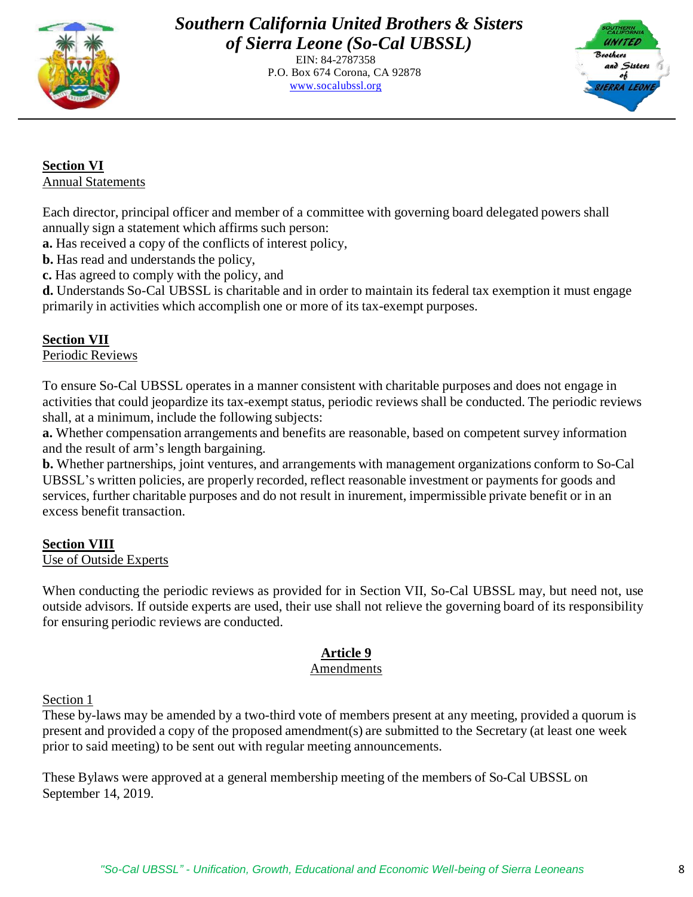**Section VI**
Annual Statements

Each director, principal officer and member of a committee with governing board delegated powers shall annually sign a statement which affirms such person:
**a.** Has received a copy of the conflicts of interest policy,
**b.** Has read and understands the policy,
**c.** Has agreed to comply with the policy, and
**d.** Understands So-Cal UBSSL is charitable and in order to maintain its federal tax exemption it must engage primarily in activities which accomplish one or more of its tax-exempt purposes.

**Section VII**
Periodic Reviews

To ensure So-Cal UBSSL operates in a manner consistent with charitable purposes and does not engage in activities that could jeopardize its tax-exempt status, periodic reviews shall be conducted. The periodic reviews shall, at a minimum, include the following subjects:
**a.** Whether compensation arrangements and benefits are reasonable, based on competent survey information and the result of arm's length bargaining.
**b.** Whether partnerships, joint ventures, and arrangements with management organizations conform to So-Cal UBSSL's written policies, are properly recorded, reflect reasonable investment or payments for goods and services, further charitable purposes and do not result in inurement, impermissible private benefit or in an excess benefit transaction.

**Section VIII**
Use of Outside Experts

When conducting the periodic reviews as provided for in Section VII, So-Cal UBSSL may, but need not, use outside advisors. If outside experts are used, their use shall not relieve the governing board of its responsibility for ensuring periodic reviews are conducted.

## Article 9
Amendments

Section 1
These by-laws may be amended by a two-third vote of members present at any meeting, provided a quorum is present and provided a copy of the proposed amendment(s) are submitted to the Secretary (at least one week prior to said meeting) to be sent out with regular meeting announcements.

These Bylaws were approved at a general membership meeting of the members of So-Cal UBSSL on September 14, 2019.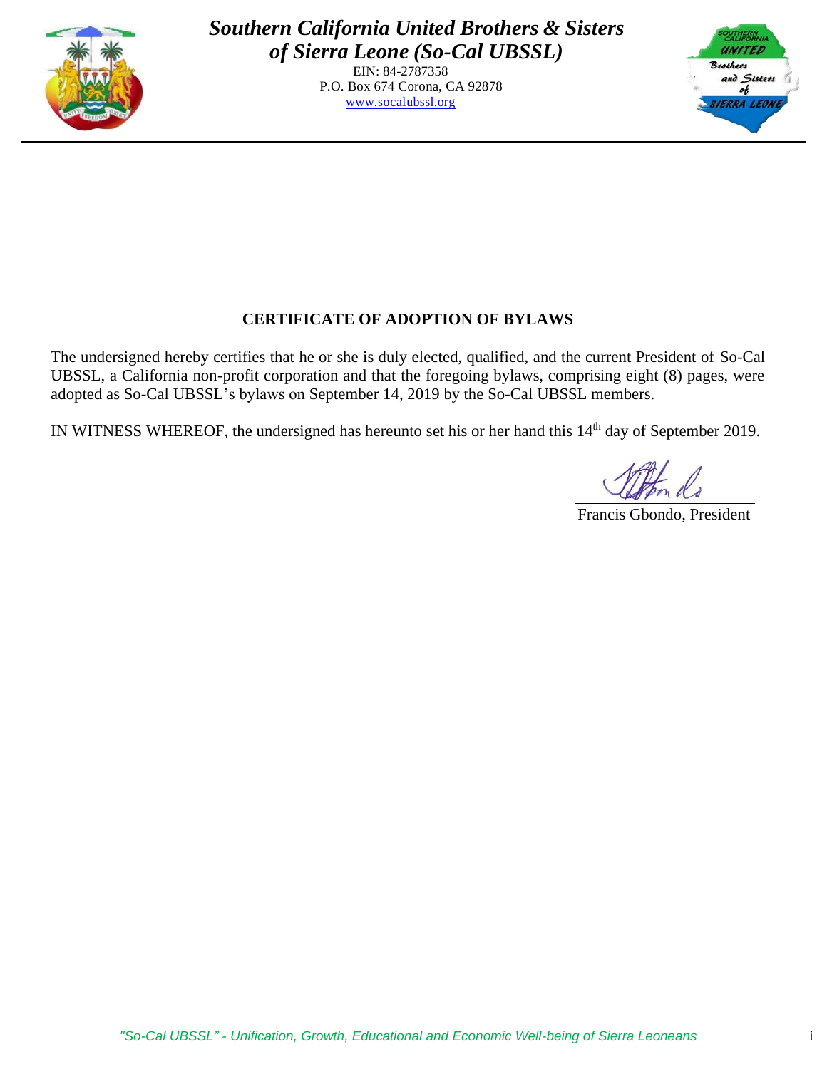***Southern California United Brothers & Sisters of Sierra Leone (So-Cal UBSSL)***

EIN: 84-2787358
P.O. Box 674 Corona, CA 92878
www.socalubssl.org

**CERTIFICATE OF ADOPTION OF BYLAWS**

The undersigned hereby certifies that he or she is duly elected, qualified, and the current President of So-Cal UBSSL, a California non-profit corporation and that the foregoing bylaws, comprising eight (8) pages, were adopted as So-Cal UBSSL's bylaws on September 14, 2019 by the So-Cal UBSSL members.

IN WITNESS WHEREOF, the undersigned has hereunto set his or her hand this 14th day of September 2019.

Francis Gbondo, President

*"So-Cal UBSSL" - Unification, Growth, Educational and Economic Well-being of Sierra Leoneans*